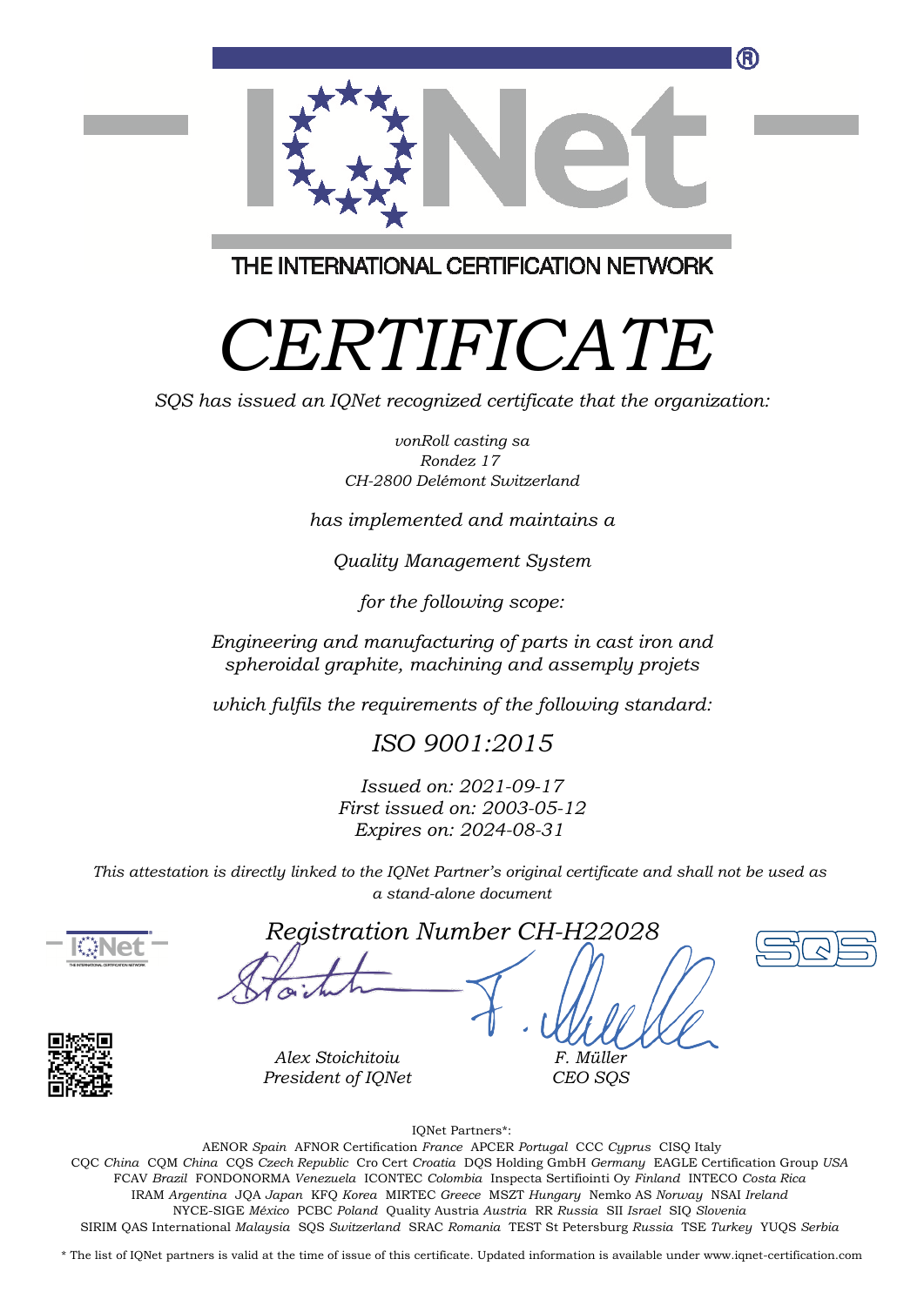IQNet

THE INTERNATIONAL CERTIFICATION NETWORK

# *CERTIFICATE*

*SQS has issued an IQNet recognized certificate that the organization:*

*vonRoll casting sa*
*Rondez 17*
*CH-2800 Delémont Switzerland*

*has implemented and maintains a*

*Quality Management System*

*for the following scope:*

*Engineering and manufacturing of parts in cast iron and spheroidal graphite, machining and assemply projets*

*which fulfils the requirements of the following standard:*

## *ISO 9001:2015*

*Issued on: 2021-09-17*
*First issued on: 2003-05-12*
*Expires on: 2024-08-31*

*This attestation is directly linked to the IQNet Partner's original certificate and shall not be used as a stand-alone document*

*Registration Number CH-H22028*

*Alex Stoichitoiu*
*President of IQNet*

*F. Müller*
*CEO SQS*

IQNet Partners*:

AENOR *Spain* AFNOR Certification *France* APCER *Portugal* CCC *Cyprus* CISQ Italy
CQC *China* CQM *China* CQS *Czech Republic* Cro Cert *Croatia* DQS Holding GmbH *Germany* EAGLE Certification Group *USA*
FCAV *Brazil* FONDONORMA *Venezuela* ICONTEC *Colombia* Inspecta Sertifiointi Oy *Finland* INTECO *Costa Rica*
IRAM *Argentina* JQA *Japan* KFQ *Korea* MIRTEC *Greece* MSZT *Hungary* Nemko AS *Norway* NSAI *Ireland*
NYCE-SIGE *México* PCBC *Poland* Quality Austria *Austria* RR *Russia* SII *Israel* SIQ *Slovenia*
SIRIM QAS International *Malaysia* SQS *Switzerland* SRAC *Romania* TEST St Petersburg *Russia* TSE *Turkey* YUQS *Serbia*

\* The list of IQNet partners is valid at the time of issue of this certificate. Updated information is available under www.iqnet-certification.com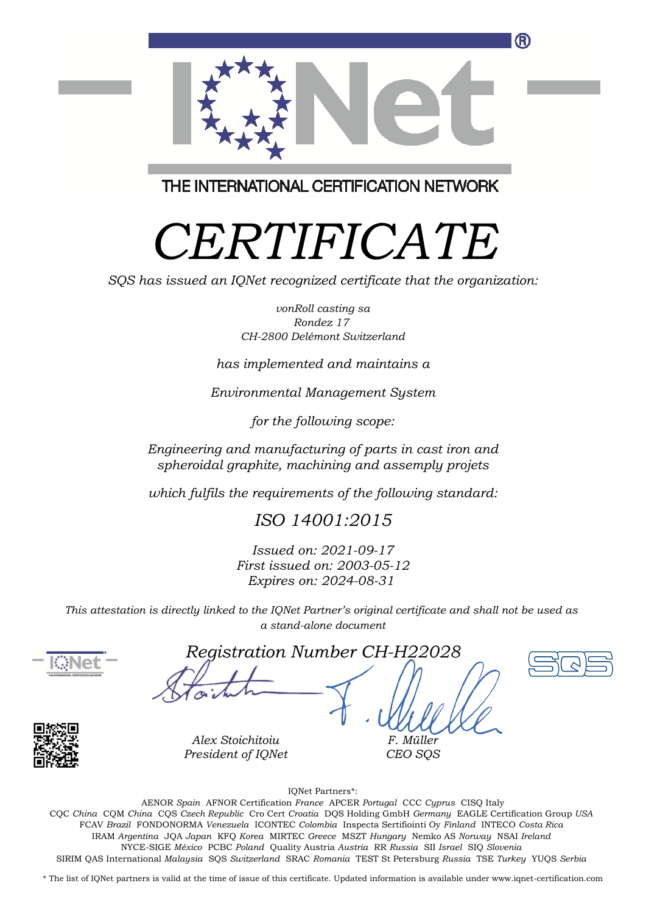THE INTERNATIONAL CERTIFICATION NETWORK

# *CERTIFICATE*

*SQS has issued an IQNet recognized certificate that the organization:*

*vonRoll casting sa*
*Rondez 17*
*CH-2800 Delémont Switzerland*

*has implemented and maintains a*

*Environmental Management System*

*for the following scope:*

*Engineering and manufacturing of parts in cast iron and spheroidal graphite, machining and assemply projets*

*which fulfils the requirements of the following standard:*

*ISO 14001:2015*

*Issued on: 2021-09-17*
*First issued on: 2003-05-12*
*Expires on: 2024-08-31*

*This attestation is directly linked to the IQNet Partner's original certificate and shall not be used as a stand-alone document*

*Registration Number CH-H22028*

*Alex Stoichitoiu*
*President of IQNet*

*F. Müller*
*CEO SQS*

IQNet Partners*:

AENOR *Spain* AFNOR Certification *France* APCER *Portugal* CCC *Cyprus* CISQ Italy
CQC *China* CQM *China* CQS *Czech Republic* Cro Cert *Croatia* DQS Holding GmbH *Germany* EAGLE Certification Group *USA*
FCAV *Brazil* FONDONORMA *Venezuela* ICONTEC *Colombia* Inspecta Sertifiointi Oy *Finland* INTECO *Costa Rica*
IRAM *Argentina* JQA *Japan* KFQ *Korea* MIRTEC *Greece* MSZT *Hungary* Nemko AS *Norway* NSAI *Ireland*
NYCE-SIGE *México* PCBC *Poland* Quality Austria *Austria* RR *Russia* SII *Israel* SIQ *Slovenia*
SIRIM QAS International *Malaysia* SQS *Switzerland* SRAC *Romania* TEST St Petersburg *Russia* TSE *Turkey* YUQS *Serbia*

* The list of IQNet partners is valid at the time of issue of this certificate. Updated information is available under www.iqnet-certification.com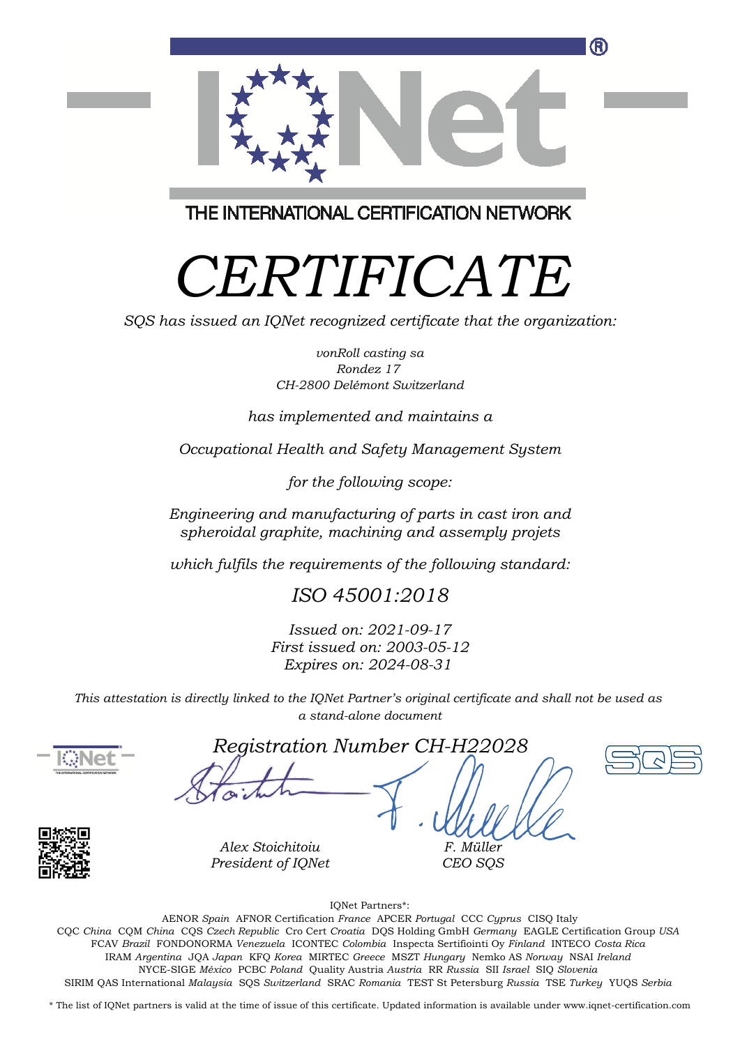THE INTERNATIONAL CERTIFICATION NETWORK

# *CERTIFICATE*

*SQS has issued an IQNet recognized certificate that the organization:*

*vonRoll casting sa*
*Rondez 17*
*CH-2800 Delémont Switzerland*

*has implemented and maintains a*

*Occupational Health and Safety Management System*

*for the following scope:*

*Engineering and manufacturing of parts in cast iron and spheroidal graphite, machining and assemply projets*

*which fulfils the requirements of the following standard:*

## *ISO 45001:2018*

*Issued on: 2021-09-17*
*First issued on: 2003-05-12*
*Expires on: 2024-08-31*

*This attestation is directly linked to the IQNet Partner's original certificate and shall not be used as a stand-alone document*

*Registration Number CH-H22028*

*Alex Stoichitoiu*
*President of IQNet*

*F. Müller*
*CEO SQS*

IQNet Partners*:

AENOR *Spain* AFNOR Certification *France* APCER *Portugal* CCC *Cyprus* CISQ Italy
CQC *China* CQM *China* CQS *Czech Republic* Cro Cert *Croatia* DQS Holding GmbH *Germany* EAGLE Certification Group *USA*
FCAV *Brazil* FONDONORMA *Venezuela* ICONTEC *Colombia* Inspecta Sertifiointi Oy *Finland* INTECO *Costa Rica*
IRAM *Argentina* JQA *Japan* KFQ *Korea* MIRTEC *Greece* MSZT *Hungary* Nemko AS *Norway* NSAI *Ireland*
NYCE-SIGE *México* PCBC *Poland* Quality Austria *Austria* RR *Russia* SII *Israel* SIQ *Slovenia*
SIRIM QAS International *Malaysia* SQS *Switzerland* SRAC *Romania* TEST St Petersburg *Russia* TSE *Turkey* YUQS *Serbia*

* The list of IQNet partners is valid at the time of issue of this certificate. Updated information is available under www.iqnet-certification.com